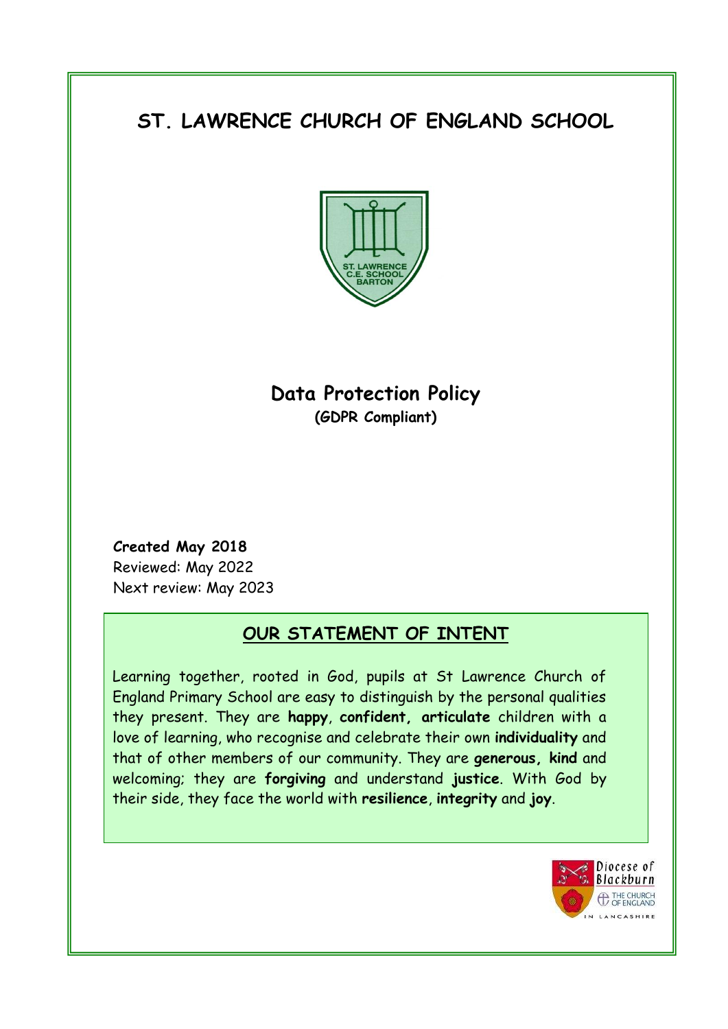# ST. LAWRENCE CHURCH OF ENGLAND SCHOOL

## Data Protection Policy

**(GDPR Compliant)**

**Created May 2018**
Reviewed: May 2022
Next review: May 2023

## OUR STATEMENT OF INTENT

Learning together, rooted in God, pupils at St Lawrence Church of England Primary School are easy to distinguish by the personal qualities they present. They are **happy**, **confident**, **articulate** children with a love of learning, who recognise and celebrate their own **individuality** and that of other members of our community. They are **generous**, **kind** and welcoming; they are **forgiving** and understand **justice**. With God by their side, they face the world with **resilience**, **integrity** and **joy**.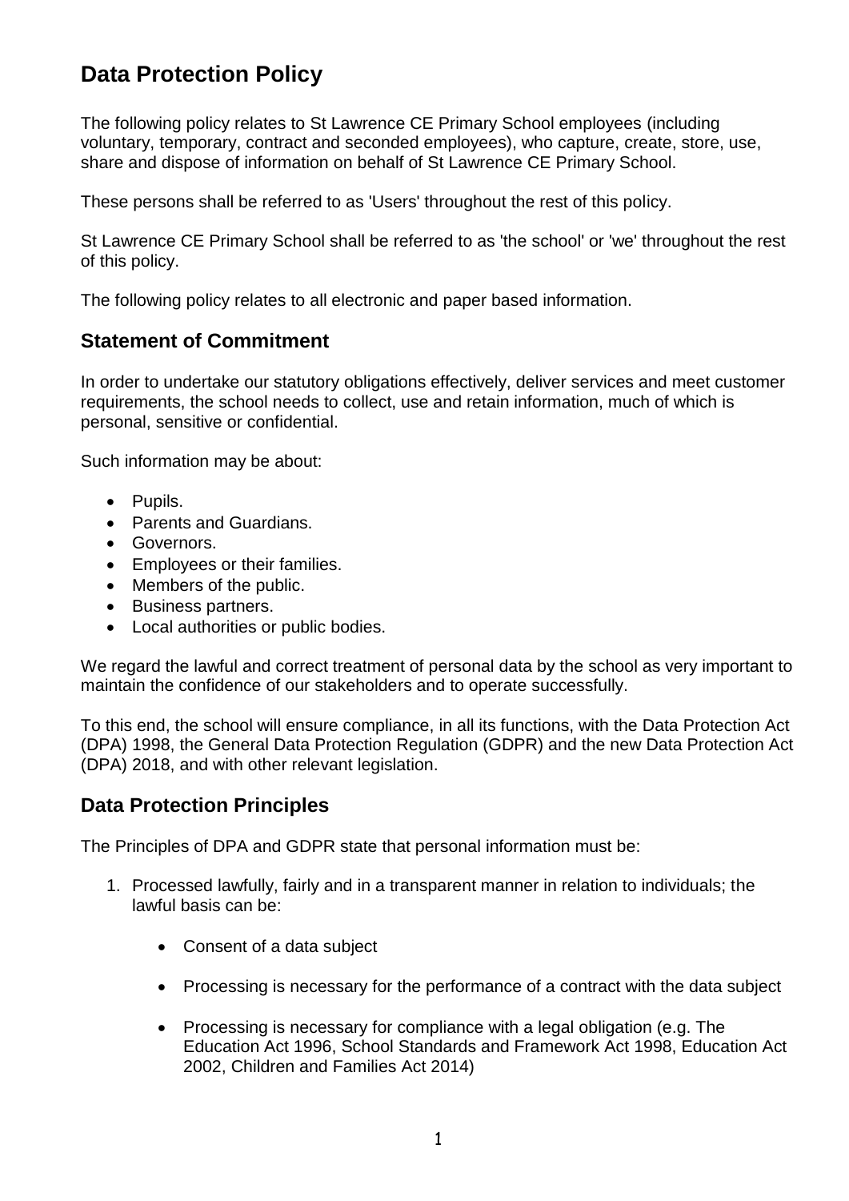# Data Protection Policy

The following policy relates to St Lawrence CE Primary School employees (including voluntary, temporary, contract and seconded employees), who capture, create, store, use, share and dispose of information on behalf of St Lawrence CE Primary School.

These persons shall be referred to as 'Users' throughout the rest of this policy.

St Lawrence CE Primary School shall be referred to as 'the school' or 'we' throughout the rest of this policy.

The following policy relates to all electronic and paper based information.

## Statement of Commitment

In order to undertake our statutory obligations effectively, deliver services and meet customer requirements, the school needs to collect, use and retain information, much of which is personal, sensitive or confidential.

Such information may be about:

- Pupils.
- Parents and Guardians.
- Governors.
- Employees or their families.
- Members of the public.
- Business partners.
- Local authorities or public bodies.

We regard the lawful and correct treatment of personal data by the school as very important to maintain the confidence of our stakeholders and to operate successfully.

To this end, the school will ensure compliance, in all its functions, with the Data Protection Act (DPA) 1998, the General Data Protection Regulation (GDPR) and the new Data Protection Act (DPA) 2018, and with other relevant legislation.

## Data Protection Principles

The Principles of DPA and GDPR state that personal information must be:

1. Processed lawfully, fairly and in a transparent manner in relation to individuals; the lawful basis can be:

    - Consent of a data subject

    - Processing is necessary for the performance of a contract with the data subject

    - Processing is necessary for compliance with a legal obligation (e.g. The Education Act 1996, School Standards and Framework Act 1998, Education Act 2002, Children and Families Act 2014)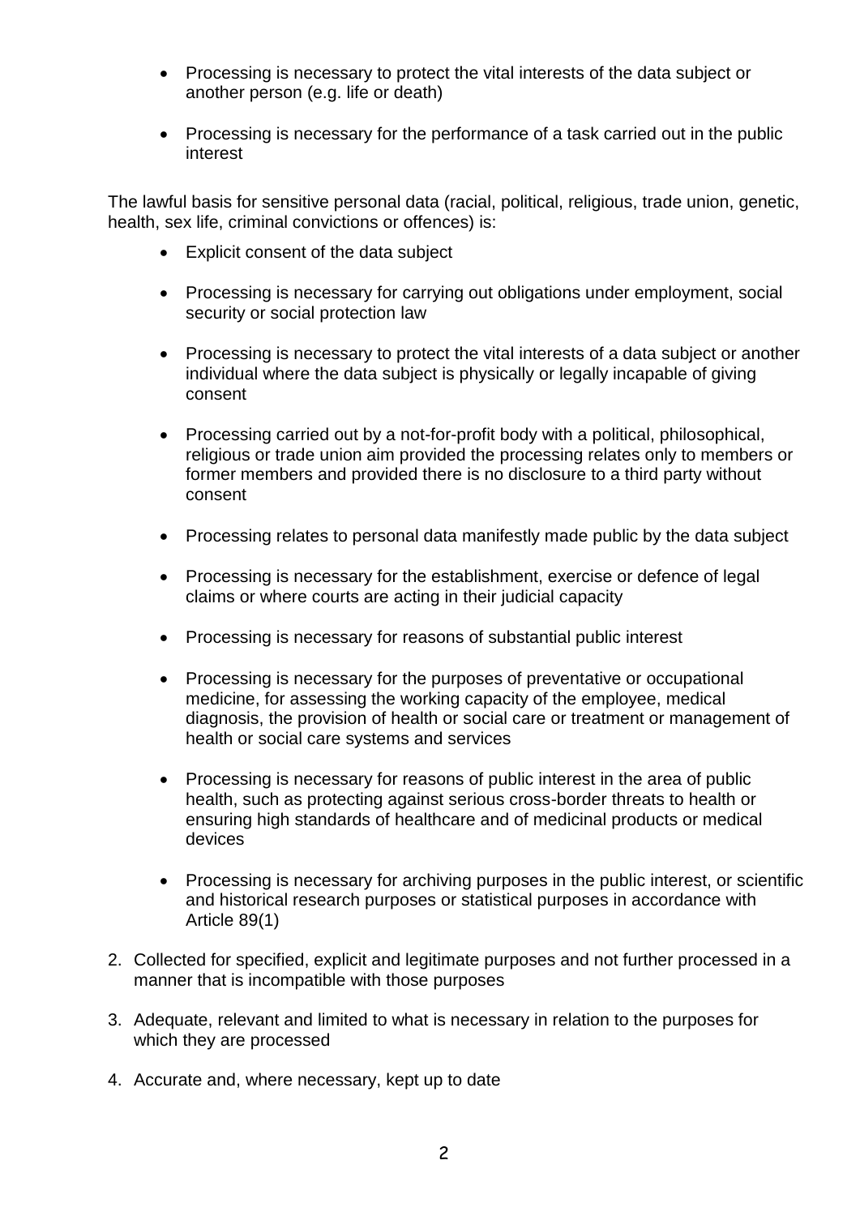- Processing is necessary to protect the vital interests of the data subject or another person (e.g. life or death)

- Processing is necessary for the performance of a task carried out in the public interest

The lawful basis for sensitive personal data (racial, political, religious, trade union, genetic, health, sex life, criminal convictions or offences) is:

- Explicit consent of the data subject

- Processing is necessary for carrying out obligations under employment, social security or social protection law

- Processing is necessary to protect the vital interests of a data subject or another individual where the data subject is physically or legally incapable of giving consent

- Processing carried out by a not-for-profit body with a political, philosophical, religious or trade union aim provided the processing relates only to members or former members and provided there is no disclosure to a third party without consent

- Processing relates to personal data manifestly made public by the data subject

- Processing is necessary for the establishment, exercise or defence of legal claims or where courts are acting in their judicial capacity

- Processing is necessary for reasons of substantial public interest

- Processing is necessary for the purposes of preventative or occupational medicine, for assessing the working capacity of the employee, medical diagnosis, the provision of health or social care or treatment or management of health or social care systems and services

- Processing is necessary for reasons of public interest in the area of public health, such as protecting against serious cross-border threats to health or ensuring high standards of healthcare and of medicinal products or medical devices

- Processing is necessary for archiving purposes in the public interest, or scientific and historical research purposes or statistical purposes in accordance with Article 89(1)

2. Collected for specified, explicit and legitimate purposes and not further processed in a manner that is incompatible with those purposes

3. Adequate, relevant and limited to what is necessary in relation to the purposes for which they are processed

4. Accurate and, where necessary, kept up to date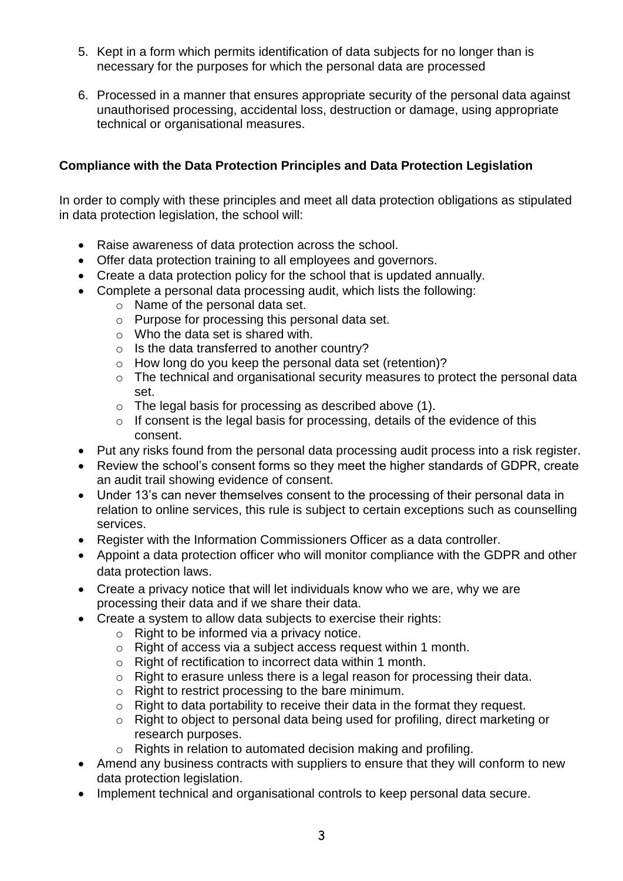5. Kept in a form which permits identification of data subjects for no longer than is necessary for the purposes for which the personal data are processed

6. Processed in a manner that ensures appropriate security of the personal data against unauthorised processing, accidental loss, destruction or damage, using appropriate technical or organisational measures.

**Compliance with the Data Protection Principles and Data Protection Legislation**

In order to comply with these principles and meet all data protection obligations as stipulated in data protection legislation, the school will:

- Raise awareness of data protection across the school.
- Offer data protection training to all employees and governors.
- Create a data protection policy for the school that is updated annually.
- Complete a personal data processing audit, which lists the following:
    - Name of the personal data set.
    - Purpose for processing this personal data set.
    - Who the data set is shared with.
    - Is the data transferred to another country?
    - How long do you keep the personal data set (retention)?
    - The technical and organisational security measures to protect the personal data set.
    - The legal basis for processing as described above (1).
    - If consent is the legal basis for processing, details of the evidence of this consent.
- Put any risks found from the personal data processing audit process into a risk register.
- Review the school's consent forms so they meet the higher standards of GDPR, create an audit trail showing evidence of consent.
- Under 13's can never themselves consent to the processing of their personal data in relation to online services, this rule is subject to certain exceptions such as counselling services.
- Register with the Information Commissioners Officer as a data controller.
- Appoint a data protection officer who will monitor compliance with the GDPR and other data protection laws.
- Create a privacy notice that will let individuals know who we are, why we are processing their data and if we share their data.
- Create a system to allow data subjects to exercise their rights:
    - Right to be informed via a privacy notice.
    - Right of access via a subject access request within 1 month.
    - Right of rectification to incorrect data within 1 month.
    - Right to erasure unless there is a legal reason for processing their data.
    - Right to restrict processing to the bare minimum.
    - Right to data portability to receive their data in the format they request.
    - Right to object to personal data being used for profiling, direct marketing or research purposes.
    - Rights in relation to automated decision making and profiling.
- Amend any business contracts with suppliers to ensure that they will conform to new data protection legislation.
- Implement technical and organisational controls to keep personal data secure.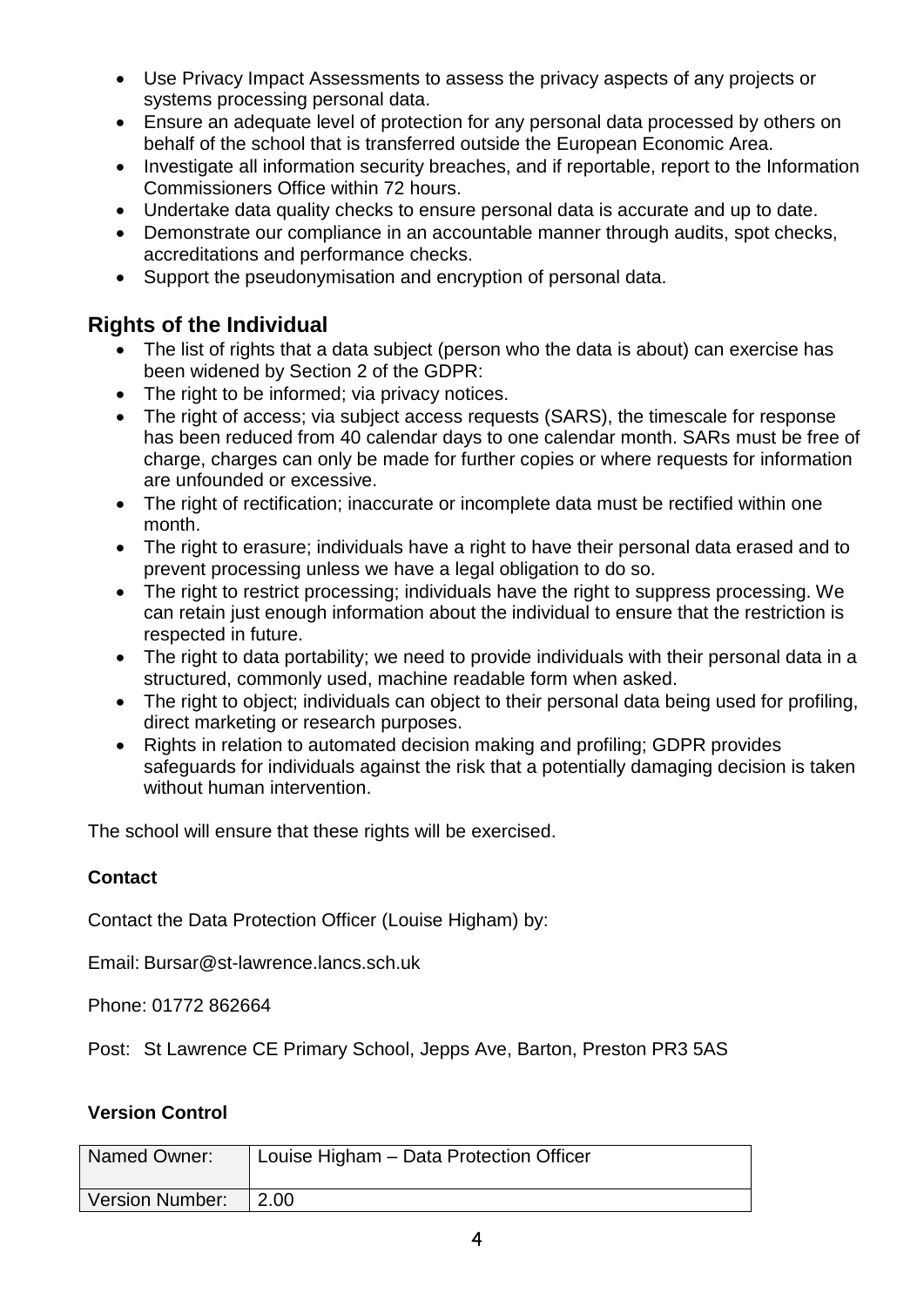- Use Privacy Impact Assessments to assess the privacy aspects of any projects or systems processing personal data.
- Ensure an adequate level of protection for any personal data processed by others on behalf of the school that is transferred outside the European Economic Area.
- Investigate all information security breaches, and if reportable, report to the Information Commissioners Office within 72 hours.
- Undertake data quality checks to ensure personal data is accurate and up to date.
- Demonstrate our compliance in an accountable manner through audits, spot checks, accreditations and performance checks.
- Support the pseudonymisation and encryption of personal data.

## Rights of the Individual

- The list of rights that a data subject (person who the data is about) can exercise has been widened by Section 2 of the GDPR:
- The right to be informed; via privacy notices.
- The right of access; via subject access requests (SARS), the timescale for response has been reduced from 40 calendar days to one calendar month. SARs must be free of charge, charges can only be made for further copies or where requests for information are unfounded or excessive.
- The right of rectification; inaccurate or incomplete data must be rectified within one month.
- The right to erasure; individuals have a right to have their personal data erased and to prevent processing unless we have a legal obligation to do so.
- The right to restrict processing; individuals have the right to suppress processing. We can retain just enough information about the individual to ensure that the restriction is respected in future.
- The right to data portability; we need to provide individuals with their personal data in a structured, commonly used, machine readable form when asked.
- The right to object; individuals can object to their personal data being used for profiling, direct marketing or research purposes.
- Rights in relation to automated decision making and profiling; GDPR provides safeguards for individuals against the risk that a potentially damaging decision is taken without human intervention.

The school will ensure that these rights will be exercised.

**Contact**

Contact the Data Protection Officer (Louise Higham) by:

Email: Bursar@st-lawrence.lancs.sch.uk

Phone: 01772 862664

Post: St Lawrence CE Primary School, Jepps Ave, Barton, Preston PR3 5AS

**Version Control**

| Named Owner: | Louise Higham – Data Protection Officer |
|---|---|
| Version Number: | 2.00 |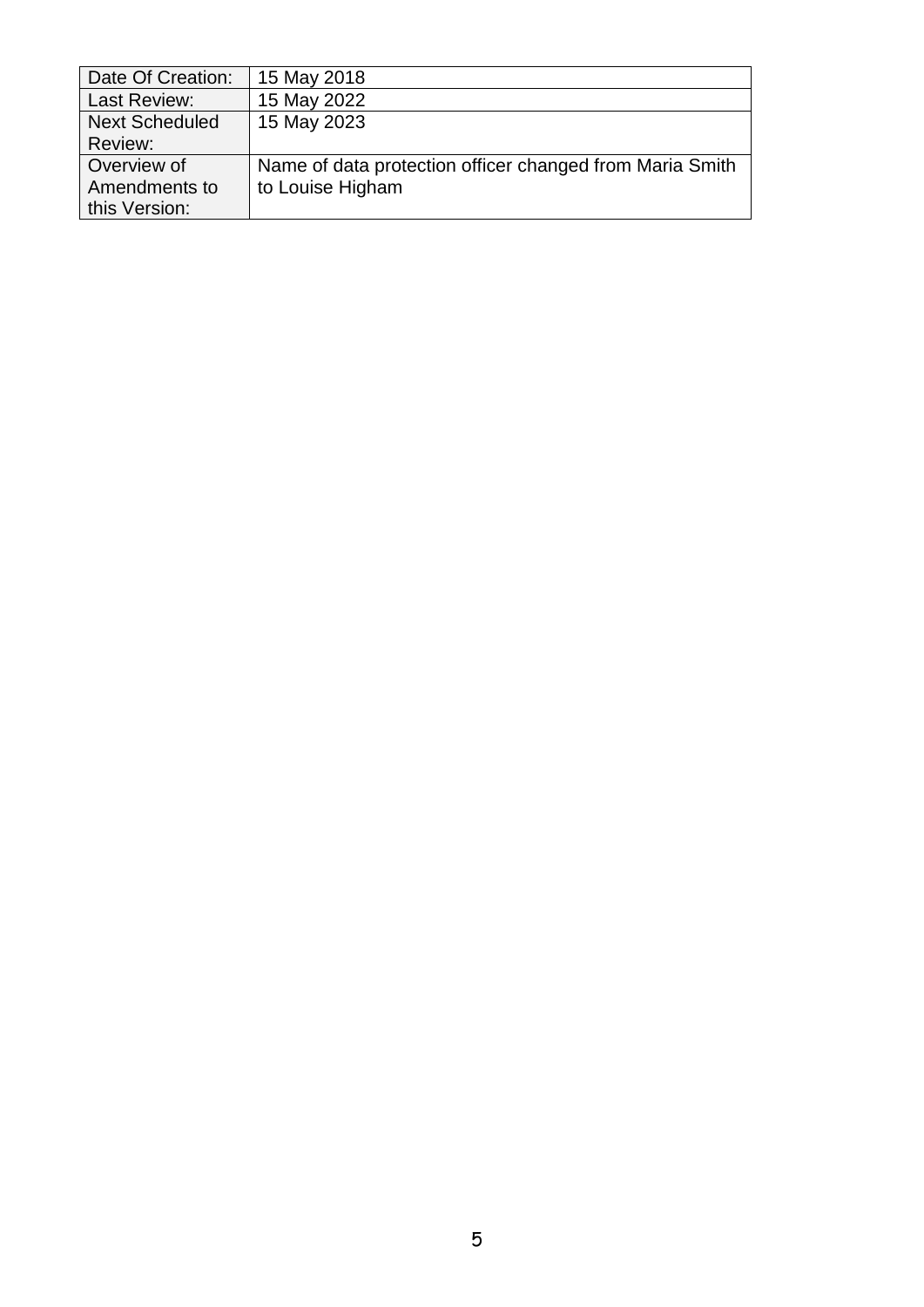| | |
|---|---|
| Date Of Creation: | 15 May 2018 |
| Last Review: | 15 May 2022 |
| Next Scheduled Review: | 15 May 2023 |
| Overview of Amendments to this Version: | Name of data protection officer changed from Maria Smith to Louise Higham |